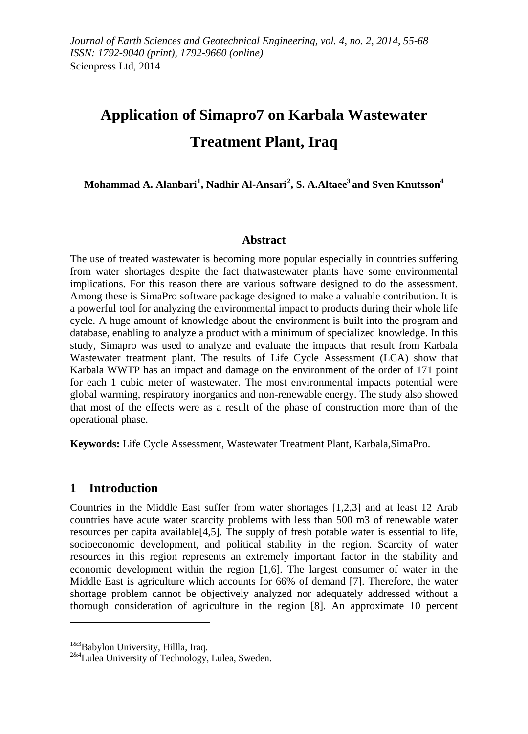*Journal of Earth Sciences and Geotechnical Engineering, vol. 4, no. 2, 2014, 55-68*
*ISSN: 1792-9040 (print), 1792-9660 (online)*
Scienpress Ltd, 2014

# Application of Simapro7 on Karbala Wastewater Treatment Plant, Iraq

**Mohammad A. Alanbari[1], Nadhir Al-Ansari[2], S. A.Altaee[3] and Sven Knutsson[4]**

## Abstract

The use of treated wastewater is becoming more popular especially in countries suffering from water shortages despite the fact thatwastewater plants have some environmental implications. For this reason there are various software designed to do the assessment. Among these is SimaPro software package designed to make a valuable contribution. It is a powerful tool for analyzing the environmental impact to products during their whole life cycle. A huge amount of knowledge about the environment is built into the program and database, enabling to analyze a product with a minimum of specialized knowledge. In this study, Simapro was used to analyze and evaluate the impacts that result from Karbala Wastewater treatment plant. The results of Life Cycle Assessment (LCA) show that Karbala WWTP has an impact and damage on the environment of the order of 171 point for each 1 cubic meter of wastewater. The most environmental impacts potential were global warming, respiratory inorganics and non-renewable energy. The study also showed that most of the effects were as a result of the phase of construction more than of the operational phase.

**Keywords:** Life Cycle Assessment, Wastewater Treatment Plant, Karbala,SimaPro.

## 1 Introduction

Countries in the Middle East suffer from water shortages [1,2,3] and at least 12 Arab countries have acute water scarcity problems with less than 500 m3 of renewable water resources per capita available[4,5]. The supply of fresh potable water is essential to life, socioeconomic development, and political stability in the region. Scarcity of water resources in this region represents an extremely important factor in the stability and economic development within the region [1,6]. The largest consumer of water in the Middle East is agriculture which accounts for 66% of demand [7]. Therefore, the water shortage problem cannot be objectively analyzed nor adequately addressed without a thorough consideration of agriculture in the region [8]. An approximate 10 percent

---

[1&3]Babylon University, Hillla, Iraq.
[2&4]Lulea University of Technology, Lulea, Sweden.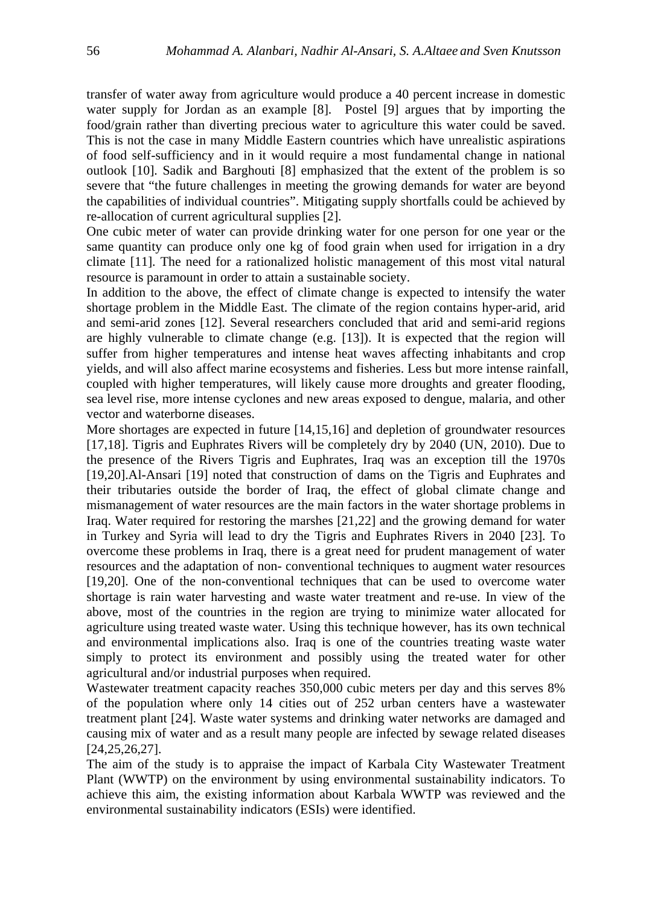transfer of water away from agriculture would produce a 40 percent increase in domestic water supply for Jordan as an example [8]. Postel [9] argues that by importing the food/grain rather than diverting precious water to agriculture this water could be saved. This is not the case in many Middle Eastern countries which have unrealistic aspirations of food self-sufficiency and in it would require a most fundamental change in national outlook [10]. Sadik and Barghouti [8] emphasized that the extent of the problem is so severe that "the future challenges in meeting the growing demands for water are beyond the capabilities of individual countries". Mitigating supply shortfalls could be achieved by re-allocation of current agricultural supplies [2].

One cubic meter of water can provide drinking water for one person for one year or the same quantity can produce only one kg of food grain when used for irrigation in a dry climate [11]. The need for a rationalized holistic management of this most vital natural resource is paramount in order to attain a sustainable society.

In addition to the above, the effect of climate change is expected to intensify the water shortage problem in the Middle East. The climate of the region contains hyper-arid, arid and semi-arid zones [12]. Several researchers concluded that arid and semi-arid regions are highly vulnerable to climate change (e.g. [13]). It is expected that the region will suffer from higher temperatures and intense heat waves affecting inhabitants and crop yields, and will also affect marine ecosystems and fisheries. Less but more intense rainfall, coupled with higher temperatures, will likely cause more droughts and greater flooding, sea level rise, more intense cyclones and new areas exposed to dengue, malaria, and other vector and waterborne diseases.

More shortages are expected in future [14,15,16] and depletion of groundwater resources [17,18]. Tigris and Euphrates Rivers will be completely dry by 2040 (UN, 2010). Due to the presence of the Rivers Tigris and Euphrates, Iraq was an exception till the 1970s [19,20].Al-Ansari [19] noted that construction of dams on the Tigris and Euphrates and their tributaries outside the border of Iraq, the effect of global climate change and mismanagement of water resources are the main factors in the water shortage problems in Iraq. Water required for restoring the marshes [21,22] and the growing demand for water in Turkey and Syria will lead to dry the Tigris and Euphrates Rivers in 2040 [23]. To overcome these problems in Iraq, there is a great need for prudent management of water resources and the adaptation of non- conventional techniques to augment water resources [19,20]. One of the non-conventional techniques that can be used to overcome water shortage is rain water harvesting and waste water treatment and re-use. In view of the above, most of the countries in the region are trying to minimize water allocated for agriculture using treated waste water. Using this technique however, has its own technical and environmental implications also. Iraq is one of the countries treating waste water simply to protect its environment and possibly using the treated water for other agricultural and/or industrial purposes when required.

Wastewater treatment capacity reaches 350,000 cubic meters per day and this serves 8% of the population where only 14 cities out of 252 urban centers have a wastewater treatment plant [24]. Waste water systems and drinking water networks are damaged and causing mix of water and as a result many people are infected by sewage related diseases [24,25,26,27].

The aim of the study is to appraise the impact of Karbala City Wastewater Treatment Plant (WWTP) on the environment by using environmental sustainability indicators. To achieve this aim, the existing information about Karbala WWTP was reviewed and the environmental sustainability indicators (ESIs) were identified.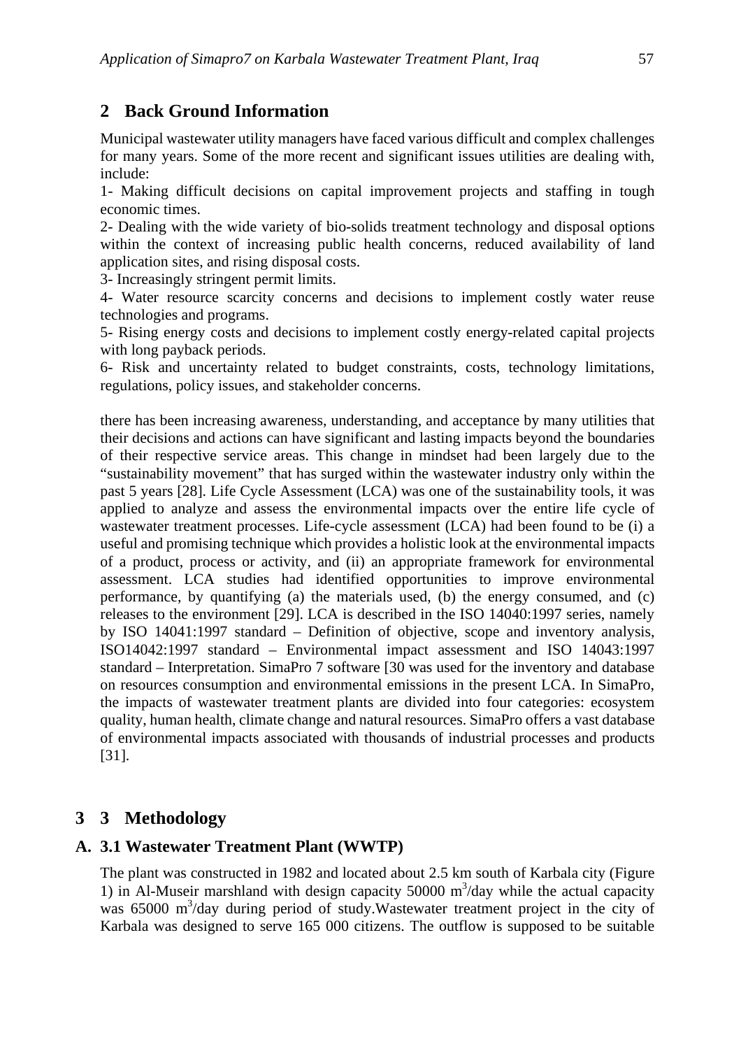## 2 Back Ground Information

Municipal wastewater utility managers have faced various difficult and complex challenges for many years. Some of the more recent and significant issues utilities are dealing with, include:

1- Making difficult decisions on capital improvement projects and staffing in tough economic times.

2- Dealing with the wide variety of bio-solids treatment technology and disposal options within the context of increasing public health concerns, reduced availability of land application sites, and rising disposal costs.

3- Increasingly stringent permit limits.

4- Water resource scarcity concerns and decisions to implement costly water reuse technologies and programs.

5- Rising energy costs and decisions to implement costly energy-related capital projects with long payback periods.

6- Risk and uncertainty related to budget constraints, costs, technology limitations, regulations, policy issues, and stakeholder concerns.

there has been increasing awareness, understanding, and acceptance by many utilities that their decisions and actions can have significant and lasting impacts beyond the boundaries of their respective service areas. This change in mindset had been largely due to the "sustainability movement" that has surged within the wastewater industry only within the past 5 years [28]. Life Cycle Assessment (LCA) was one of the sustainability tools, it was applied to analyze and assess the environmental impacts over the entire life cycle of wastewater treatment processes. Life-cycle assessment (LCA) had been found to be (i) a useful and promising technique which provides a holistic look at the environmental impacts of a product, process or activity, and (ii) an appropriate framework for environmental assessment. LCA studies had identified opportunities to improve environmental performance, by quantifying (a) the materials used, (b) the energy consumed, and (c) releases to the environment [29]. LCA is described in the ISO 14040:1997 series, namely by ISO 14041:1997 standard – Definition of objective, scope and inventory analysis, ISO14042:1997 standard – Environmental impact assessment and ISO 14043:1997 standard – Interpretation. SimaPro 7 software [30 was used for the inventory and database on resources consumption and environmental emissions in the present LCA. In SimaPro, the impacts of wastewater treatment plants are divided into four categories: ecosystem quality, human health, climate change and natural resources. SimaPro offers a vast database of environmental impacts associated with thousands of industrial processes and products [31].

## 3 3 Methodology

### A. 3.1 Wastewater Treatment Plant (WWTP)

The plant was constructed in 1982 and located about 2.5 km south of Karbala city (Figure 1) in Al-Museir marshland with design capacity 50000 $m^3$/day while the actual capacity was 65000 $m^3$/day during period of study.Wastewater treatment project in the city of Karbala was designed to serve 165 000 citizens. The outflow is supposed to be suitable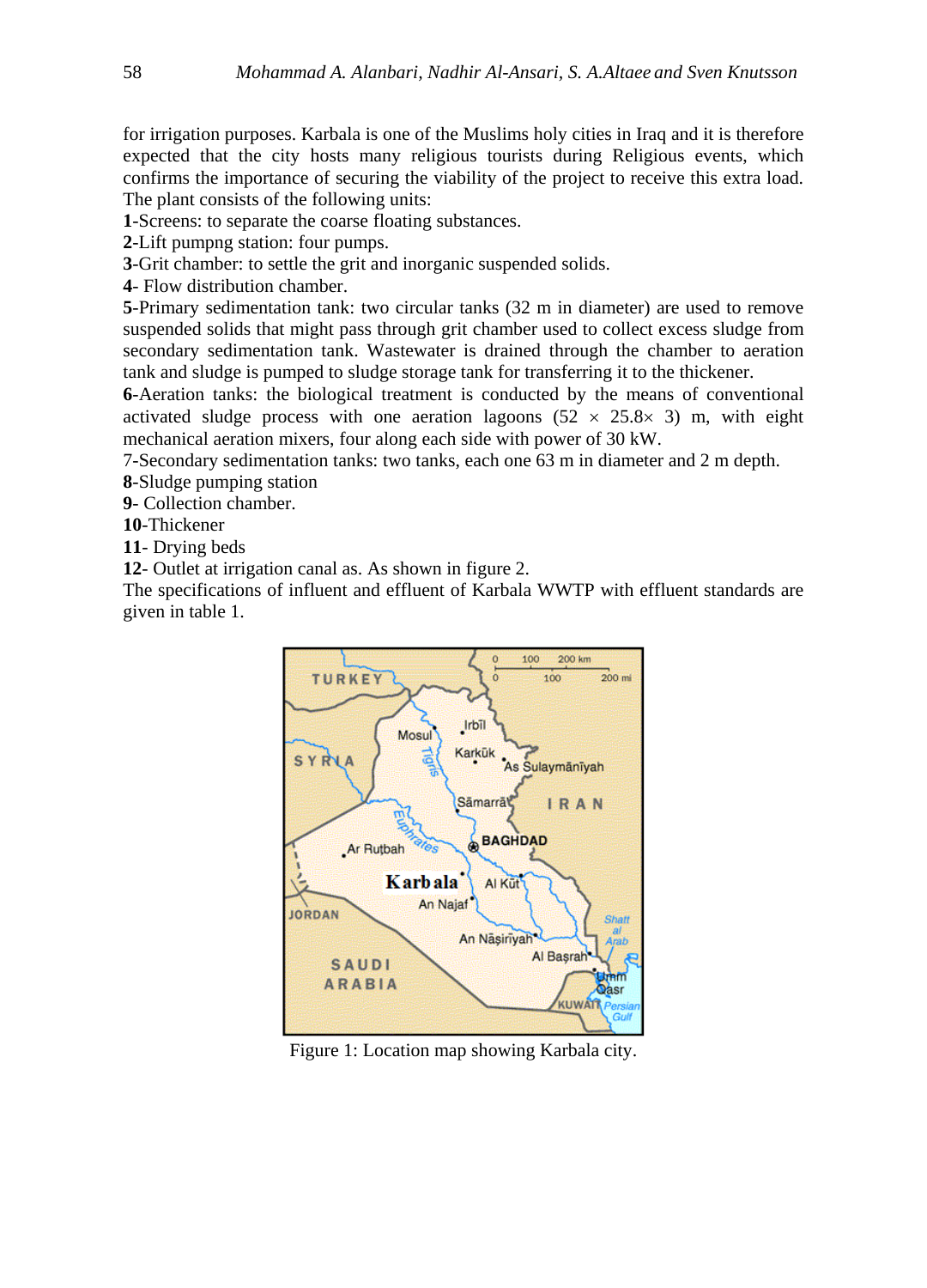for irrigation purposes. Karbala is one of the Muslims holy cities in Iraq and it is therefore expected that the city hosts many religious tourists during Religious events, which confirms the importance of securing the viability of the project to receive this extra load. The plant consists of the following units:

**1**-Screens: to separate the coarse floating substances.

**2**-Lift pumpng station: four pumps.

**3**-Grit chamber: to settle the grit and inorganic suspended solids.

**4**- Flow distribution chamber.

**5**-Primary sedimentation tank: two circular tanks (32 m in diameter) are used to remove suspended solids that might pass through grit chamber used to collect excess sludge from secondary sedimentation tank. Wastewater is drained through the chamber to aeration tank and sludge is pumped to sludge storage tank for transferring it to the thickener.

**6**-Aeration tanks: the biological treatment is conducted by the means of conventional activated sludge process with one aeration lagoons (52 × 25.8× 3) m, with eight mechanical aeration mixers, four along each side with power of 30 kW.

7-Secondary sedimentation tanks: two tanks, each one 63 m in diameter and 2 m depth.

**8**-Sludge pumping station

**9**- Collection chamber.

**10**-Thickener

**11**- Drying beds

**12**- Outlet at irrigation canal as. As shown in figure 2.

The specifications of influent and effluent of Karbala WWTP with effluent standards are given in table 1.

Figure 1: Location map showing Karbala city.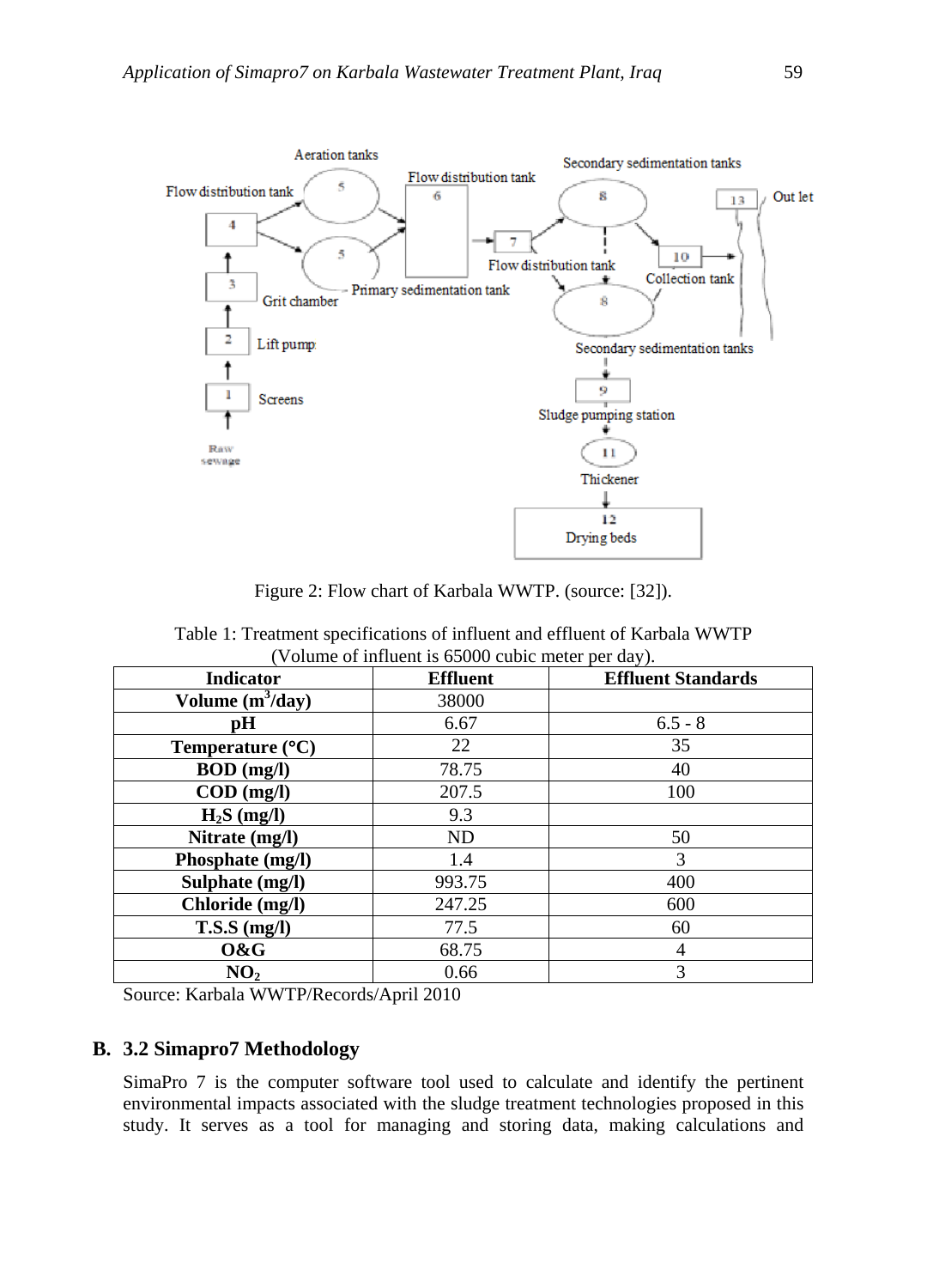Figure 2: Flow chart of Karbala WWTP. (source: [32]).

Table 1: Treatment specifications of influent and effluent of Karbala WWTP (Volume of influent is 65000 cubic meter per day).

| Indicator | Effluent | Effluent Standards |
|---|---|---|
| **Volume ($m^3$/day)** | 38000 | |
| **pH** | 6.67 | 6.5 - 8 |
| **Temperature (°C)** | 22 | 35 |
| **BOD (mg/l)** | 78.75 | 40 |
| **COD (mg/l)** | 207.5 | 100 |
| **$H_2S$ (mg/l)** | 9.3 | |
| **Nitrate (mg/l)** | ND | 50 |
| **Phosphate (mg/l)** | 1.4 | 3 |
| **Sulphate (mg/l)** | 993.75 | 400 |
| **Chloride (mg/l)** | 247.25 | 600 |
| **T.S.S (mg/l)** | 77.5 | 60 |
| **O&G** | 68.75 | 4 |
| **$NO_2$** | 0.66 | 3 |

Source: Karbala WWTP/Records/April 2010

## B. 3.2 Simapro7 Methodology

SimaPro 7 is the computer software tool used to calculate and identify the pertinent environmental impacts associated with the sludge treatment technologies proposed in this study. It serves as a tool for managing and storing data, making calculations and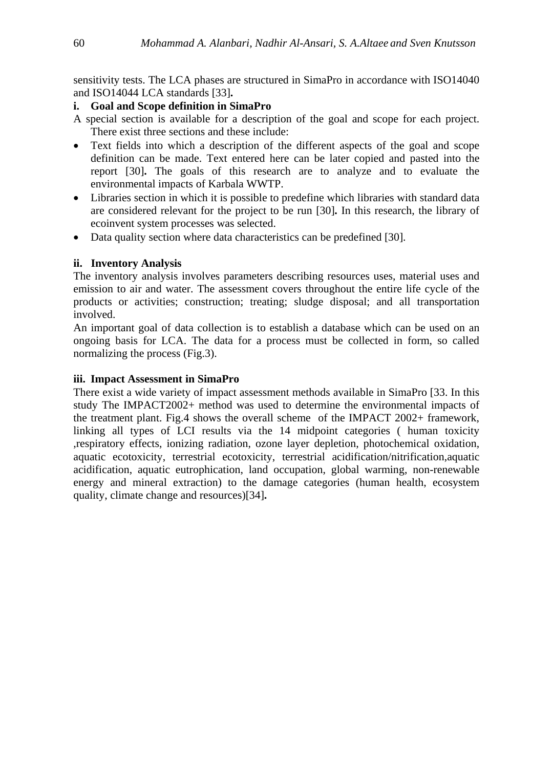sensitivity tests. The LCA phases are structured in SimaPro in accordance with ISO14040 and ISO14044 LCA standards [33]**.**

**i. Goal and Scope definition in SimaPro**

A special section is available for a description of the goal and scope for each project. There exist three sections and these include:

- Text fields into which a description of the different aspects of the goal and scope definition can be made. Text entered here can be later copied and pasted into the report [30]**.** The goals of this research are to analyze and to evaluate the environmental impacts of Karbala WWTP.
- Libraries section in which it is possible to predefine which libraries with standard data are considered relevant for the project to be run [30]**.** In this research, the library of ecoinvent system processes was selected.
- Data quality section where data characteristics can be predefined [30].

**ii. Inventory Analysis**

The inventory analysis involves parameters describing resources uses, material uses and emission to air and water. The assessment covers throughout the entire life cycle of the products or activities; construction; treating; sludge disposal; and all transportation involved.

An important goal of data collection is to establish a database which can be used on an ongoing basis for LCA. The data for a process must be collected in form, so called normalizing the process (Fig.3).

**iii. Impact Assessment in SimaPro**

There exist a wide variety of impact assessment methods available in SimaPro [33. In this study The IMPACT2002+ method was used to determine the environmental impacts of the treatment plant. Fig.4 shows the overall scheme of the IMPACT 2002+ framework, linking all types of LCI results via the 14 midpoint categories ( human toxicity ,respiratory effects, ionizing radiation, ozone layer depletion, photochemical oxidation, aquatic ecotoxicity, terrestrial ecotoxicity, terrestrial acidification/nitrification,aquatic acidification, aquatic eutrophication, land occupation, global warming, non-renewable energy and mineral extraction) to the damage categories (human health, ecosystem quality, climate change and resources)[34]**.**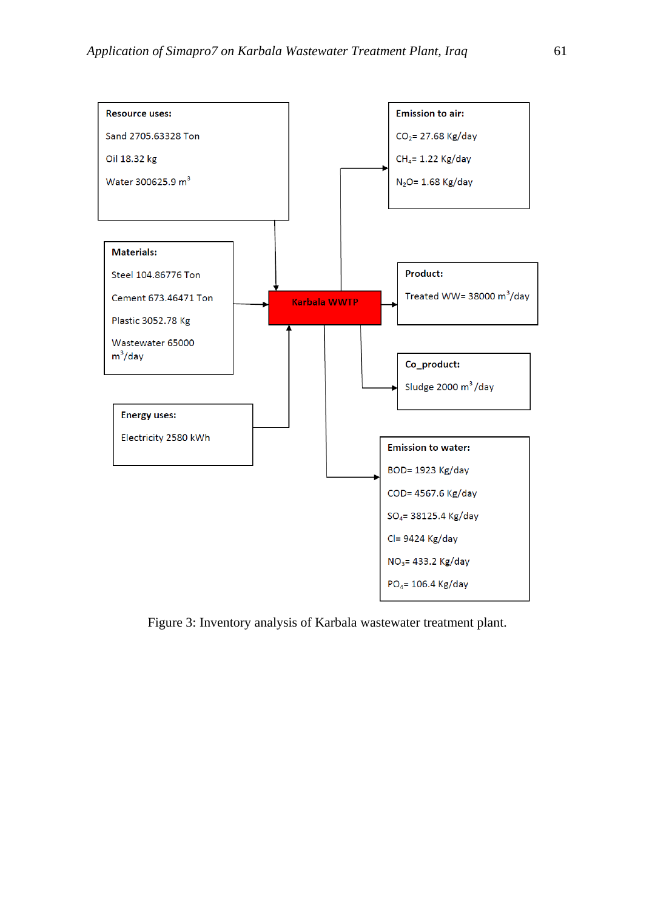**Resource uses:**

Sand 2705.63328 Ton

Oil 18.32 kg

Water 300625.9 $m^3$

**Materials:**

Steel 104.86776 Ton

Cement 673.46471 Ton

Plastic 3052.78 Kg

Wastewater 65000 $m^3$/day

**Energy uses:**

Electricity 2580 kWh

**Karbala WWTP**

**Emission to air:**

$CO_2$= 27.68 Kg/day

$CH_4$= 1.22 Kg/day

$N_2O$= 1.68 Kg/day

**Product:**

Treated WW= 38000 $m^3$/day

**Co_product:**

Sludge 2000 $m^3$/day

**Emission to water:**

BOD= 1923 Kg/day

COD= 4567.6 Kg/day

$SO_4$= 38125.4 Kg/day

Cl= 9424 Kg/day

$NO_3$= 433.2 Kg/day

$PO_4$= 106.4 Kg/day

Figure 3: Inventory analysis of Karbala wastewater treatment plant.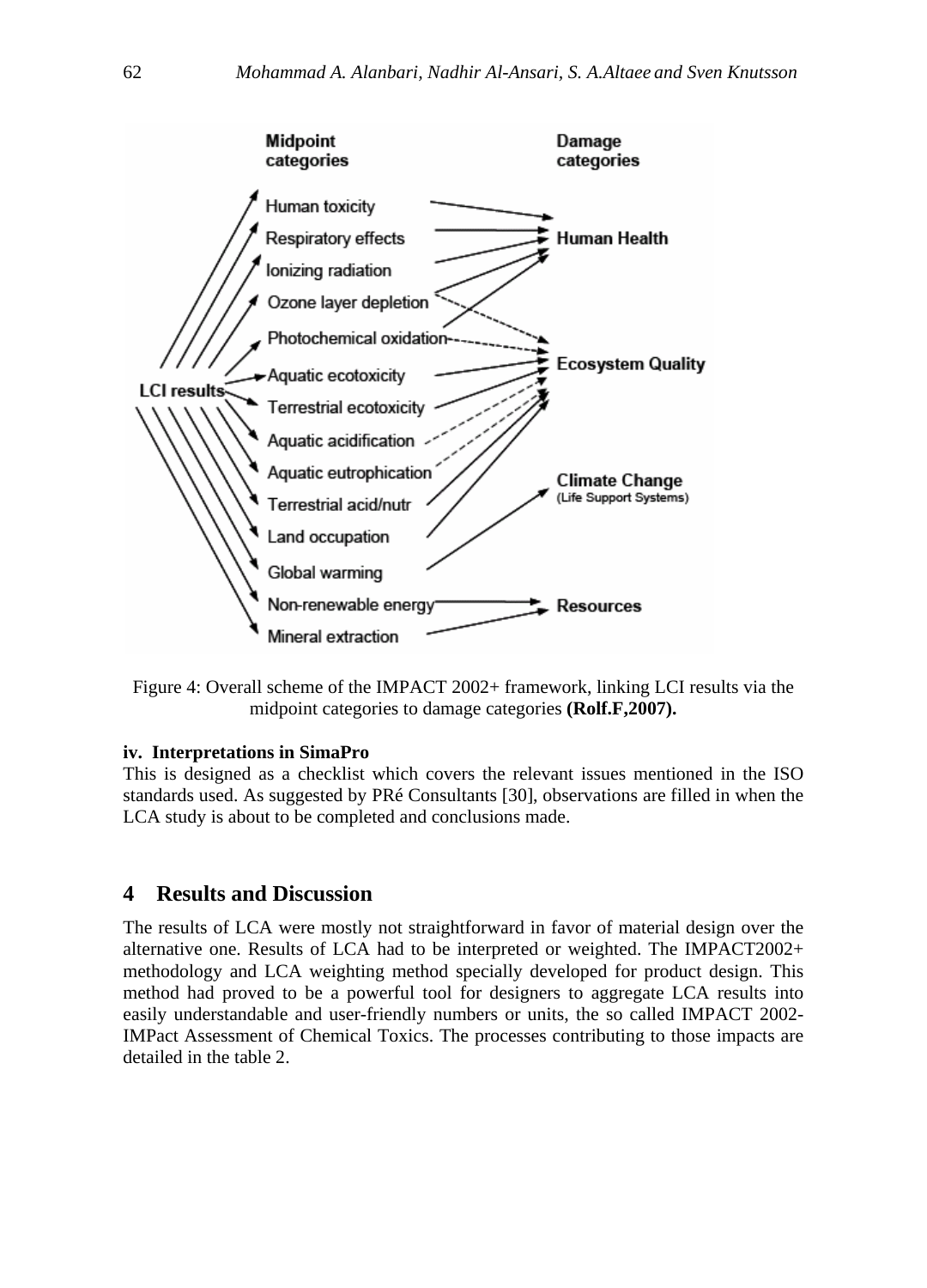Figure 4: Overall scheme of the IMPACT 2002+ framework, linking LCI results via the midpoint categories to damage categories **(Rolf.F,2007).**

#### iv. Interpretations in SimaPro

This is designed as a checklist which covers the relevant issues mentioned in the ISO standards used. As suggested by PRé Consultants [30], observations are filled in when the LCA study is about to be completed and conclusions made.

## 4 Results and Discussion

The results of LCA were mostly not straightforward in favor of material design over the alternative one. Results of LCA had to be interpreted or weighted. The IMPACT2002+ methodology and LCA weighting method specially developed for product design. This method had proved to be a powerful tool for designers to aggregate LCA results into easily understandable and user-friendly numbers or units, the so called IMPACT 2002-IMPact Assessment of Chemical Toxics. The processes contributing to those impacts are detailed in the table 2.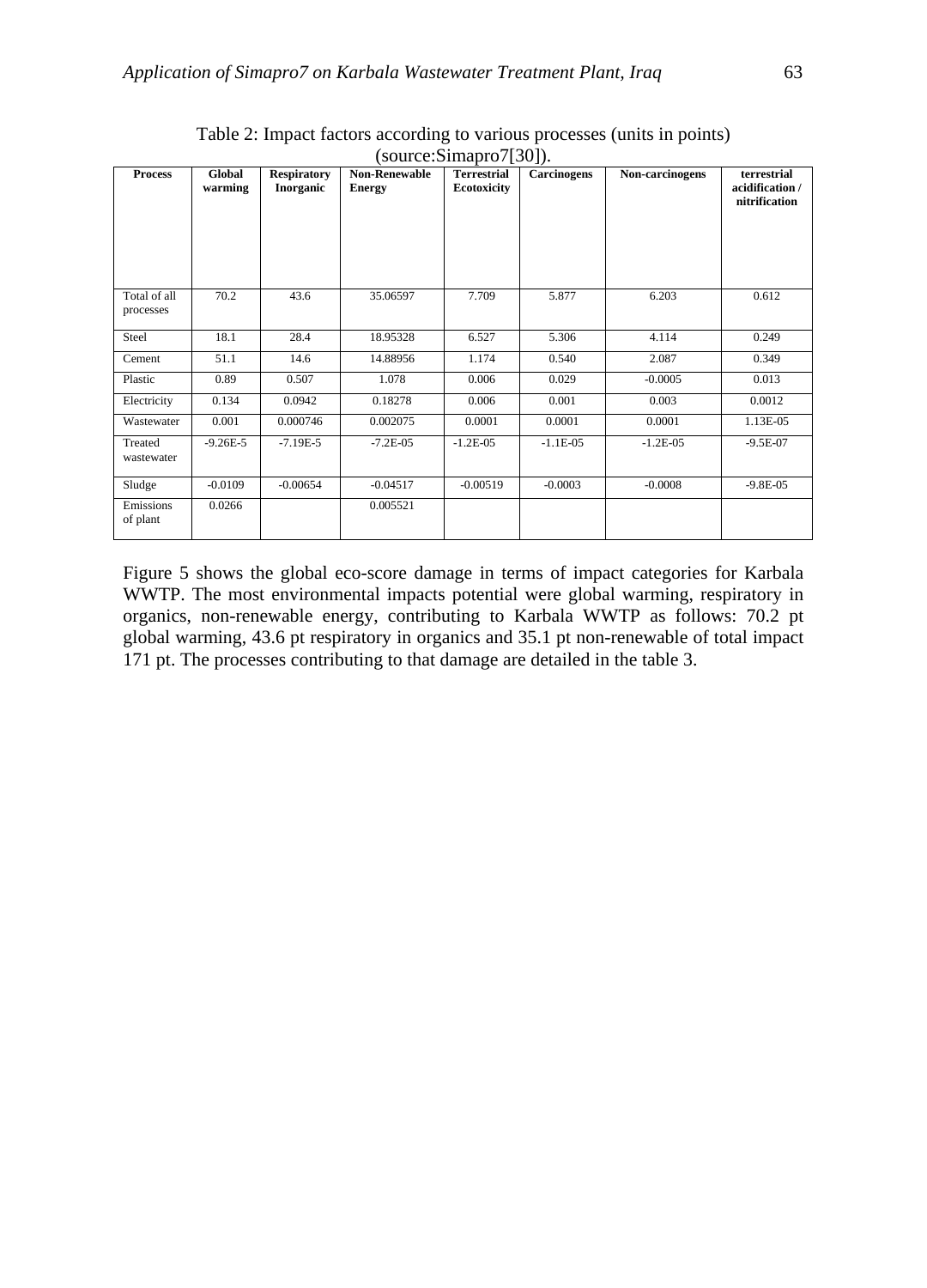Table 2: Impact factors according to various processes (units in points) (source:Simapro7[30]).

| Process | Global warming | Respiratory Inorganic | Non-Renewable Energy | Terrestrial Ecotoxicity | Carcinogens | Non-carcinogens | terrestrial acidification / nitrification |
|---|---|---|---|---|---|---|---|
| Total of all processes | 70.2 | 43.6 | 35.06597 | 7.709 | 5.877 | 6.203 | 0.612 |
| Steel | 18.1 | 28.4 | 18.95328 | 6.527 | 5.306 | 4.114 | 0.249 |
| Cement | 51.1 | 14.6 | 14.88956 | 1.174 | 0.540 | 2.087 | 0.349 |
| Plastic | 0.89 | 0.507 | 1.078 | 0.006 | 0.029 | -0.0005 | 0.013 |
| Electricity | 0.134 | 0.0942 | 0.18278 | 0.006 | 0.001 | 0.003 | 0.0012 |
| Wastewater | 0.001 | 0.000746 | 0.002075 | 0.0001 | 0.0001 | 0.0001 | 1.13E-05 |
| Treated wastewater | -9.26E-5 | -7.19E-5 | -7.2E-05 | -1.2E-05 | -1.1E-05 | -1.2E-05 | -9.5E-07 |
| Sludge | -0.0109 | -0.00654 | -0.04517 | -0.00519 | -0.0003 | -0.0008 | -9.8E-05 |
| Emissions of plant | 0.0266 | | 0.005521 | | | | |

Figure 5 shows the global eco-score damage in terms of impact categories for Karbala WWTP. The most environmental impacts potential were global warming, respiratory in organics, non-renewable energy, contributing to Karbala WWTP as follows: 70.2 pt global warming, 43.6 pt respiratory in organics and 35.1 pt non-renewable of total impact 171 pt. The processes contributing to that damage are detailed in the table 3.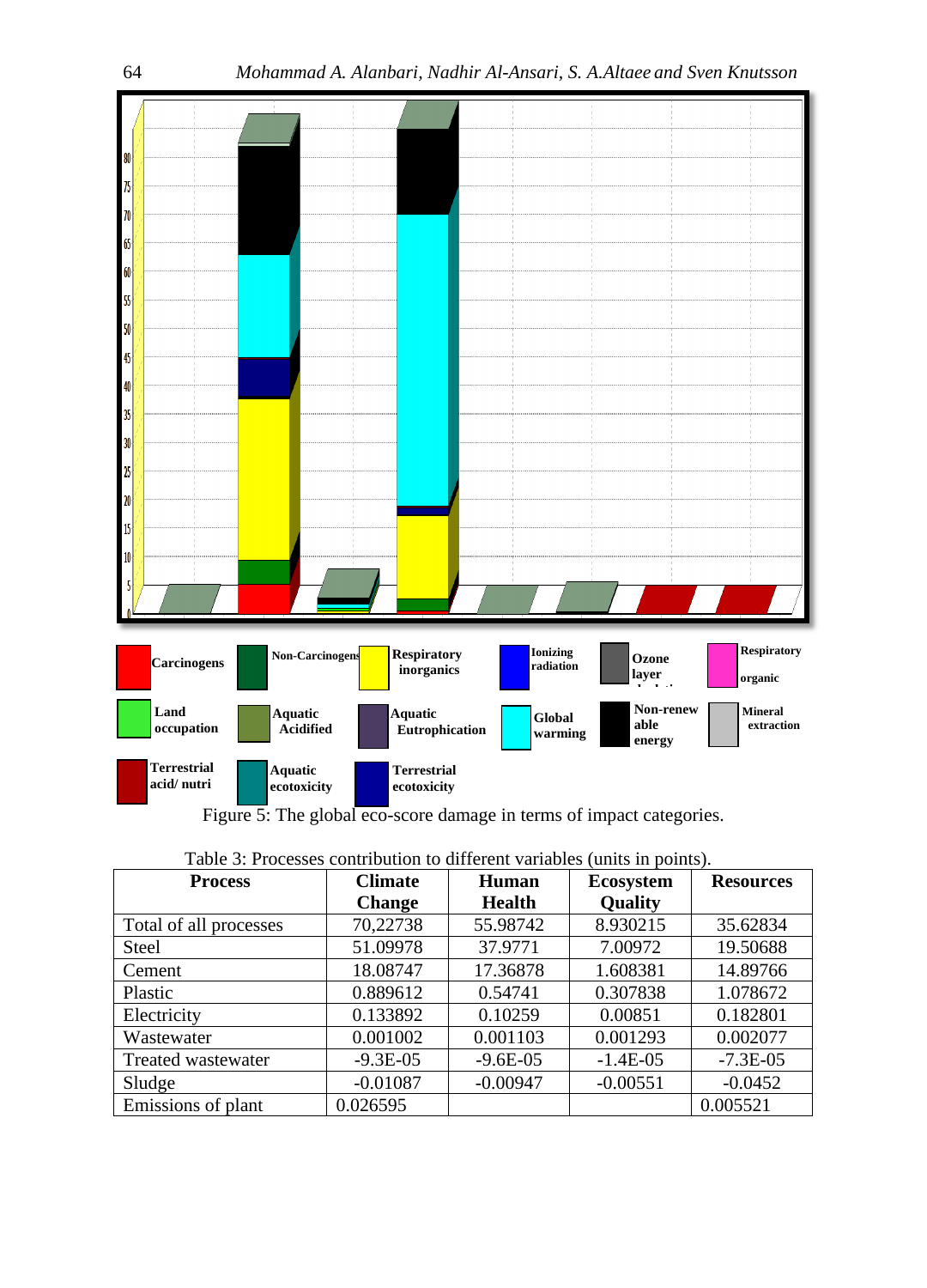Figure 5: The global eco-score damage in terms of impact categories.

Table 3: Processes contribution to different variables (units in points).

| Process | Climate Change | Human Health | Ecosystem Quality | Resources |
|---|---|---|---|---|
| Total of all processes | 70,22738 | 55.98742 | 8.930215 | 35.62834 |
| Steel | 51.09978 | 37.9771 | 7.00972 | 19.50688 |
| Cement | 18.08747 | 17.36878 | 1.608381 | 14.89766 |
| Plastic | 0.889612 | 0.54741 | 0.307838 | 1.078672 |
| Electricity | 0.133892 | 0.10259 | 0.00851 | 0.182801 |
| Wastewater | 0.001002 | 0.001103 | 0.001293 | 0.002077 |
| Treated wastewater | -9.3E-05 | -9.6E-05 | -1.4E-05 | -7.3E-05 |
| Sludge | -0.01087 | -0.00947 | -0.00551 | -0.0452 |
| Emissions of plant | 0.026595 | | | 0.005521 |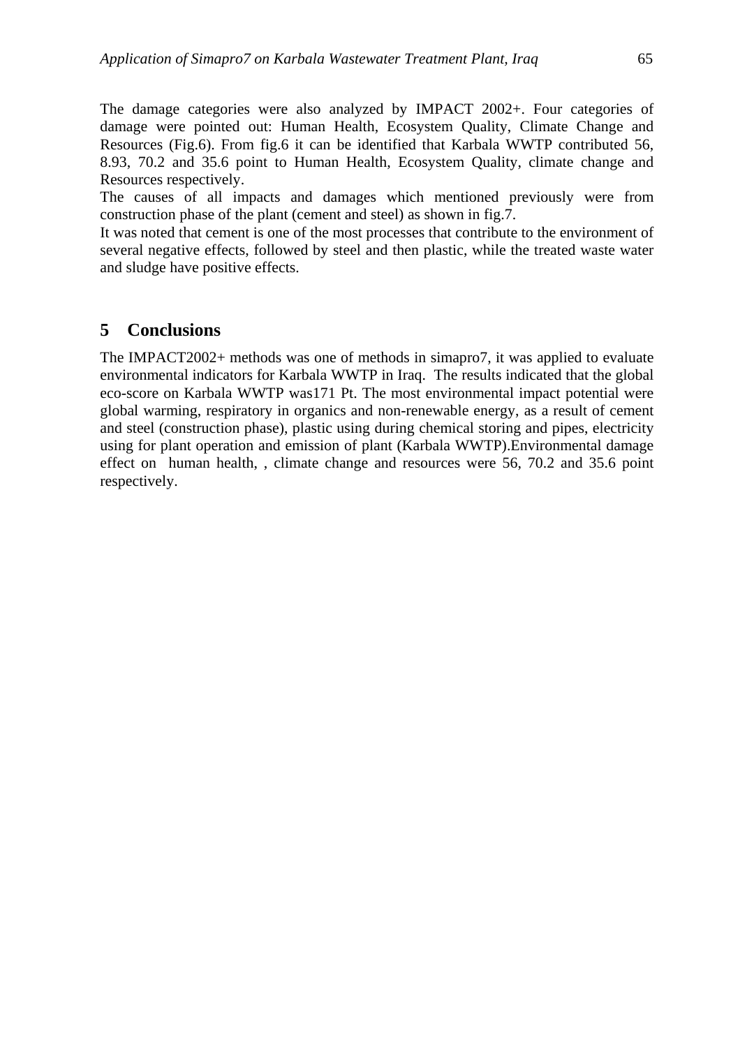The damage categories were also analyzed by IMPACT 2002+. Four categories of damage were pointed out: Human Health, Ecosystem Quality, Climate Change and Resources (Fig.6). From fig.6 it can be identified that Karbala WWTP contributed 56, 8.93, 70.2 and 35.6 point to Human Health, Ecosystem Quality, climate change and Resources respectively.
The causes of all impacts and damages which mentioned previously were from construction phase of the plant (cement and steel) as shown in fig.7.
It was noted that cement is one of the most processes that contribute to the environment of several negative effects, followed by steel and then plastic, while the treated waste water and sludge have positive effects.

## 5 Conclusions

The IMPACT2002+ methods was one of methods in simapro7, it was applied to evaluate environmental indicators for Karbala WWTP in Iraq. The results indicated that the global eco-score on Karbala WWTP was171 Pt. The most environmental impact potential were global warming, respiratory in organics and non-renewable energy, as a result of cement and steel (construction phase), plastic using during chemical storing and pipes, electricity using for plant operation and emission of plant (Karbala WWTP).Environmental damage effect on human health, , climate change and resources were 56, 70.2 and 35.6 point respectively.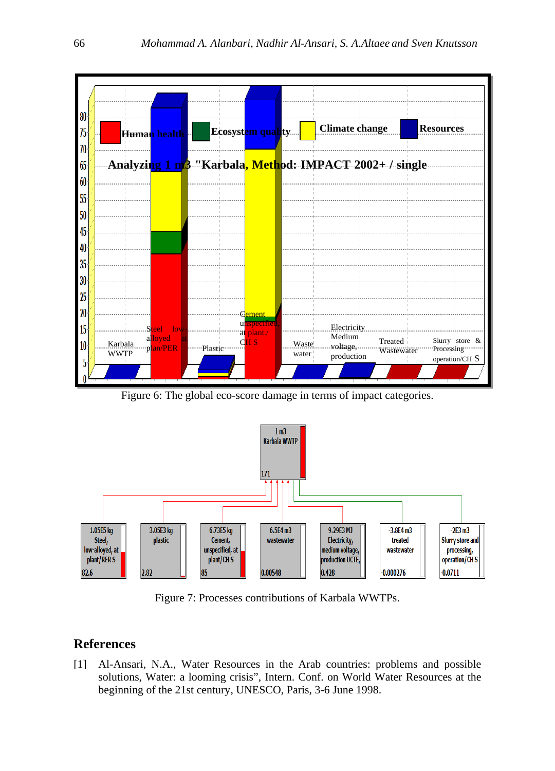Figure 6: The global eco-score damage in terms of impact categories.

Figure 7: Processes contributions of Karbala WWTPs.

## References

[1] Al-Ansari, N.A., Water Resources in the Arab countries: problems and possible solutions, Water: a looming crisis", Intern. Conf. on World Water Resources at the beginning of the 21st century, UNESCO, Paris, 3-6 June 1998.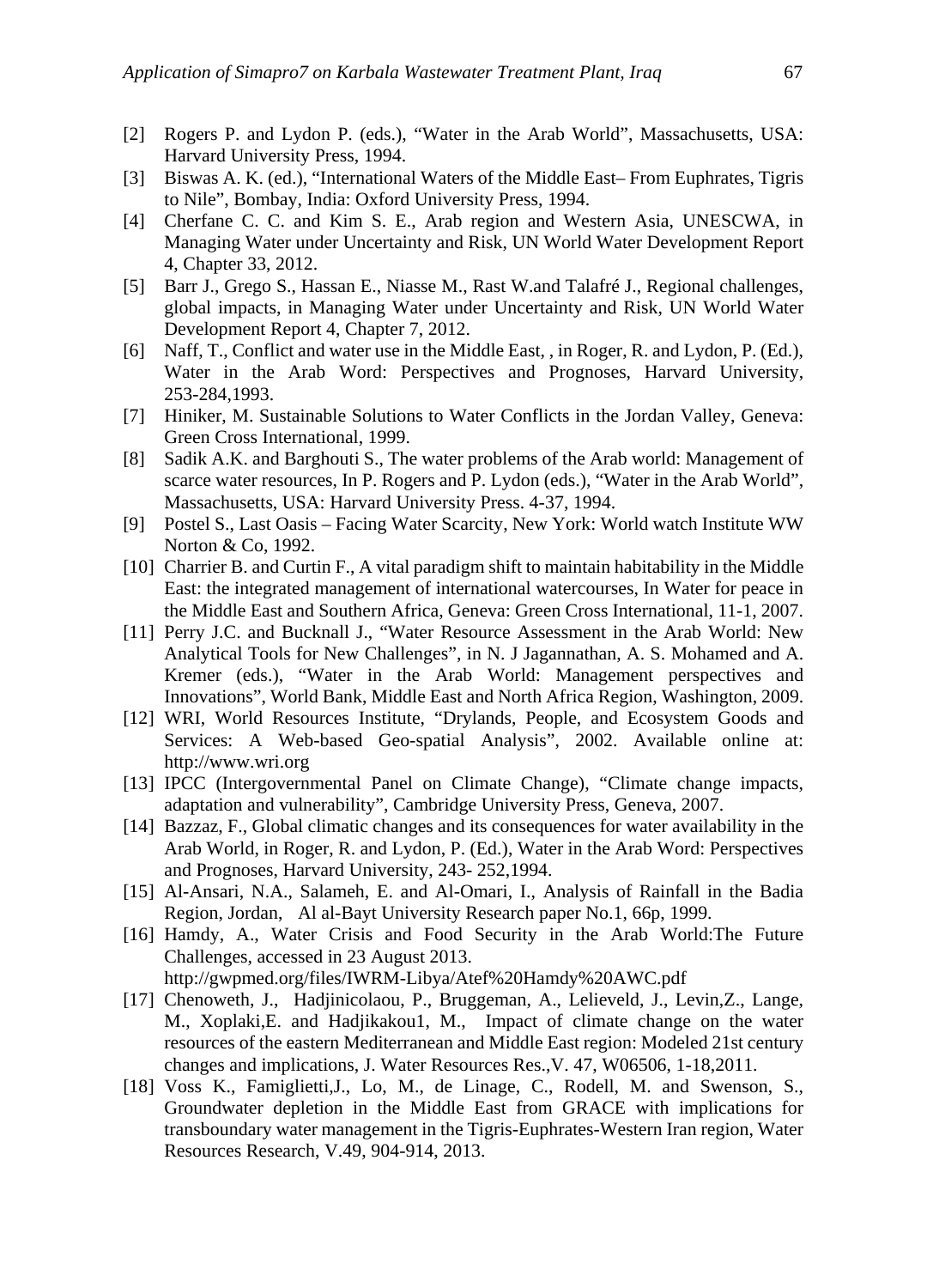[2] Rogers P. and Lydon P. (eds.), "Water in the Arab World", Massachusetts, USA: Harvard University Press, 1994.

[3] Biswas A. K. (ed.), "International Waters of the Middle East– From Euphrates, Tigris to Nile", Bombay, India: Oxford University Press, 1994.

[4] Cherfane C. C. and Kim S. E., Arab region and Western Asia, UNESCWA, in Managing Water under Uncertainty and Risk, UN World Water Development Report 4, Chapter 33, 2012.

[5] Barr J., Grego S., Hassan E., Niasse M., Rast W.and Talafré J., Regional challenges, global impacts, in Managing Water under Uncertainty and Risk, UN World Water Development Report 4, Chapter 7, 2012.

[6] Naff, T., Conflict and water use in the Middle East, , in Roger, R. and Lydon, P. (Ed.), Water in the Arab Word: Perspectives and Prognoses, Harvard University, 253-284,1993.

[7] Hiniker, M. Sustainable Solutions to Water Conflicts in the Jordan Valley, Geneva: Green Cross International, 1999.

[8] Sadik A.K. and Barghouti S., The water problems of the Arab world: Management of scarce water resources, In P. Rogers and P. Lydon (eds.), "Water in the Arab World", Massachusetts, USA: Harvard University Press. 4-37, 1994.

[9] Postel S., Last Oasis – Facing Water Scarcity, New York: World watch Institute WW Norton & Co, 1992.

[10] Charrier B. and Curtin F., A vital paradigm shift to maintain habitability in the Middle East: the integrated management of international watercourses, In Water for peace in the Middle East and Southern Africa, Geneva: Green Cross International, 11-1, 2007.

[11] Perry J.C. and Bucknall J., "Water Resource Assessment in the Arab World: New Analytical Tools for New Challenges", in N. J Jagannathan, A. S. Mohamed and A. Kremer (eds.), "Water in the Arab World: Management perspectives and Innovations", World Bank, Middle East and North Africa Region, Washington, 2009.

[12] WRI, World Resources Institute, "Drylands, People, and Ecosystem Goods and Services: A Web-based Geo-spatial Analysis", 2002. Available online at: http://www.wri.org

[13] IPCC (Intergovernmental Panel on Climate Change), "Climate change impacts, adaptation and vulnerability", Cambridge University Press, Geneva, 2007.

[14] Bazzaz, F., Global climatic changes and its consequences for water availability in the Arab World, in Roger, R. and Lydon, P. (Ed.), Water in the Arab Word: Perspectives and Prognoses, Harvard University, 243- 252,1994.

[15] Al-Ansari, N.A., Salameh, E. and Al-Omari, I., Analysis of Rainfall in the Badia Region, Jordan, Al al-Bayt University Research paper No.1, 66p, 1999.

[16] Hamdy, A., Water Crisis and Food Security in the Arab World:The Future Challenges, accessed in 23 August 2013. http://gwpmed.org/files/IWRM-Libya/Atef%20Hamdy%20AWC.pdf

[17] Chenoweth, J., Hadjinicolaou, P., Bruggeman, A., Lelieveld, J., Levin,Z., Lange, M., Xoplaki,E. and Hadjikakou1, M., Impact of climate change on the water resources of the eastern Mediterranean and Middle East region: Modeled 21st century changes and implications, J. Water Resources Res.,V. 47, W06506, 1-18,2011.

[18] Voss K., Famiglietti,J., Lo, M., de Linage, C., Rodell, M. and Swenson, S., Groundwater depletion in the Middle East from GRACE with implications for transboundary water management in the Tigris-Euphrates-Western Iran region, Water Resources Research, V.49, 904-914, 2013.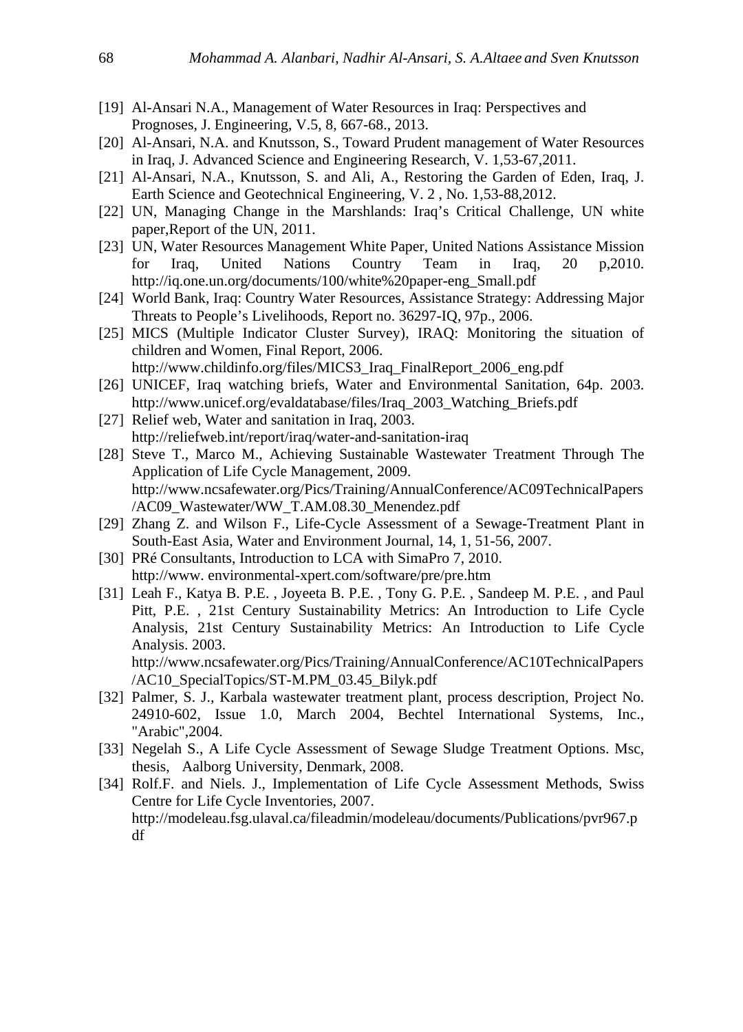[19] Al-Ansari N.A., Management of Water Resources in Iraq: Perspectives and Prognoses, J. Engineering, V.5, 8, 667-68., 2013.

[20] Al-Ansari, N.A. and Knutsson, S., Toward Prudent management of Water Resources in Iraq, J. Advanced Science and Engineering Research, V. 1,53-67,2011.

[21] Al-Ansari, N.A., Knutsson, S. and Ali, A., Restoring the Garden of Eden, Iraq, J. Earth Science and Geotechnical Engineering, V. 2 , No. 1,53-88,2012.

[22] UN, Managing Change in the Marshlands: Iraq's Critical Challenge, UN white paper,Report of the UN, 2011.

[23] UN, Water Resources Management White Paper, United Nations Assistance Mission for Iraq, United Nations Country Team in Iraq, 20 p,2010. http://iq.one.un.org/documents/100/white%20paper-eng_Small.pdf

[24] World Bank, Iraq: Country Water Resources, Assistance Strategy: Addressing Major Threats to People's Livelihoods, Report no. 36297-IQ, 97p., 2006.

[25] MICS (Multiple Indicator Cluster Survey), IRAQ: Monitoring the situation of children and Women, Final Report, 2006. http://www.childinfo.org/files/MICS3_Iraq_FinalReport_2006_eng.pdf

[26] UNICEF, Iraq watching briefs, Water and Environmental Sanitation, 64p. 2003. http://www.unicef.org/evaldatabase/files/Iraq_2003_Watching_Briefs.pdf

[27] Relief web, Water and sanitation in Iraq, 2003. http://reliefweb.int/report/iraq/water-and-sanitation-iraq

[28] Steve T., Marco M., Achieving Sustainable Wastewater Treatment Through The Application of Life Cycle Management, 2009. http://www.ncsafewater.org/Pics/Training/AnnualConference/AC09TechnicalPapers/AC09_Wastewater/WW_T.AM.08.30_Menendez.pdf

[29] Zhang Z. and Wilson F., Life-Cycle Assessment of a Sewage-Treatment Plant in South-East Asia, Water and Environment Journal, 14, 1, 51-56, 2007.

[30] PRé Consultants, Introduction to LCA with SimaPro 7, 2010. http://www. environmental-xpert.com/software/pre/pre.htm

[31] Leah F., Katya B. P.E. , Joyeeta B. P.E. , Tony G. P.E. , Sandeep M. P.E. , and Paul Pitt, P.E. , 21st Century Sustainability Metrics: An Introduction to Life Cycle Analysis, 21st Century Sustainability Metrics: An Introduction to Life Cycle Analysis. 2003. http://www.ncsafewater.org/Pics/Training/AnnualConference/AC10TechnicalPapers/AC10_SpecialTopics/ST-M.PM_03.45_Bilyk.pdf

[32] Palmer, S. J., Karbala wastewater treatment plant, process description, Project No. 24910-602, Issue 1.0, March 2004, Bechtel International Systems, Inc., "Arabic",2004.

[33] Negelah S., A Life Cycle Assessment of Sewage Sludge Treatment Options. Msc, thesis, Aalborg University, Denmark, 2008.

[34] Rolf.F. and Niels. J., Implementation of Life Cycle Assessment Methods, Swiss Centre for Life Cycle Inventories, 2007. http://modeleau.fsg.ulaval.ca/fileadmin/modeleau/documents/Publications/pvr967.pdf